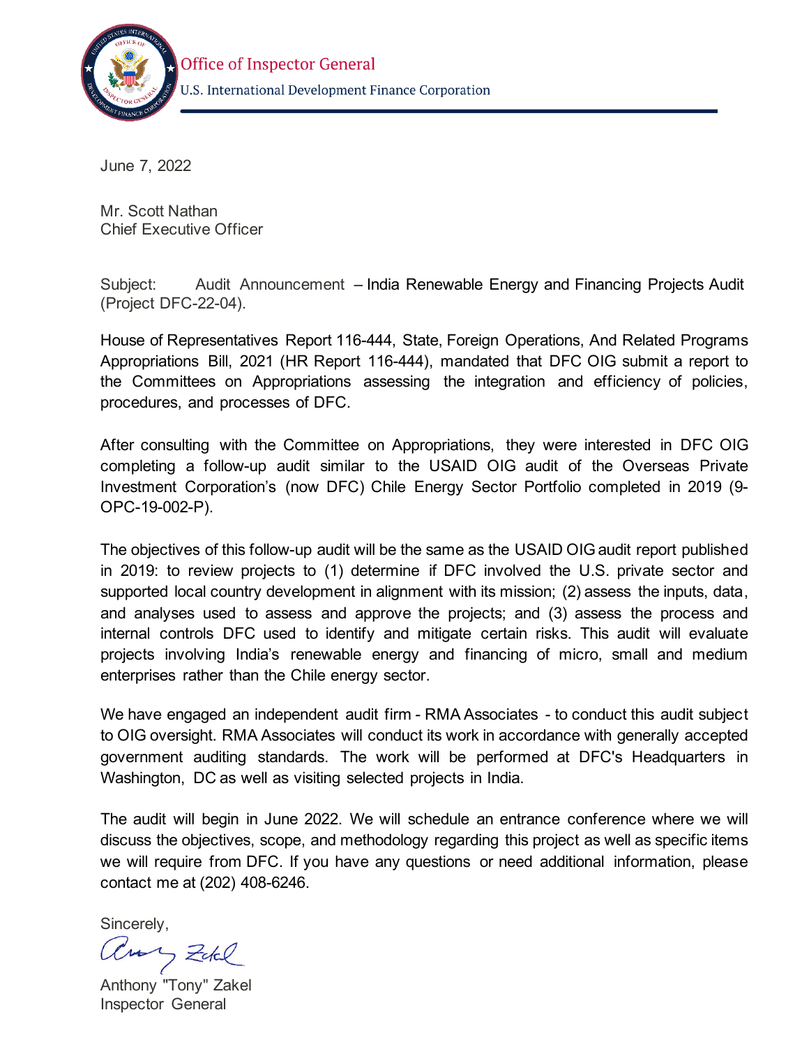Office of Inspector General

U.S. International Development Finance Corporation

June 7, 2022

Mr. Scott Nathan
Chief Executive Officer

Subject: Audit Announcement – India Renewable Energy and Financing Projects Audit (Project DFC-22-04).

House of Representatives Report 116-444, State, Foreign Operations, And Related Programs Appropriations Bill, 2021 (HR Report 116-444), mandated that DFC OIG submit a report to the Committees on Appropriations assessing the integration and efficiency of policies, procedures, and processes of DFC.

After consulting with the Committee on Appropriations, they were interested in DFC OIG completing a follow-up audit similar to the USAID OIG audit of the Overseas Private Investment Corporation's (now DFC) Chile Energy Sector Portfolio completed in 2019 (9-OPC-19-002-P).

The objectives of this follow-up audit will be the same as the USAID OIG audit report published in 2019: to review projects to (1) determine if DFC involved the U.S. private sector and supported local country development in alignment with its mission; (2) assess the inputs, data, and analyses used to assess and approve the projects; and (3) assess the process and internal controls DFC used to identify and mitigate certain risks. This audit will evaluate projects involving India's renewable energy and financing of micro, small and medium enterprises rather than the Chile energy sector.

We have engaged an independent audit firm - RMA Associates - to conduct this audit subject to OIG oversight. RMA Associates will conduct its work in accordance with generally accepted government auditing standards. The work will be performed at DFC's Headquarters in Washington, DC as well as visiting selected projects in India.

The audit will begin in June 2022. We will schedule an entrance conference where we will discuss the objectives, scope, and methodology regarding this project as well as specific items we will require from DFC. If you have any questions or need additional information, please contact me at (202) 408-6246.

Sincerely,

Anthony "Tony" Zakel
Inspector General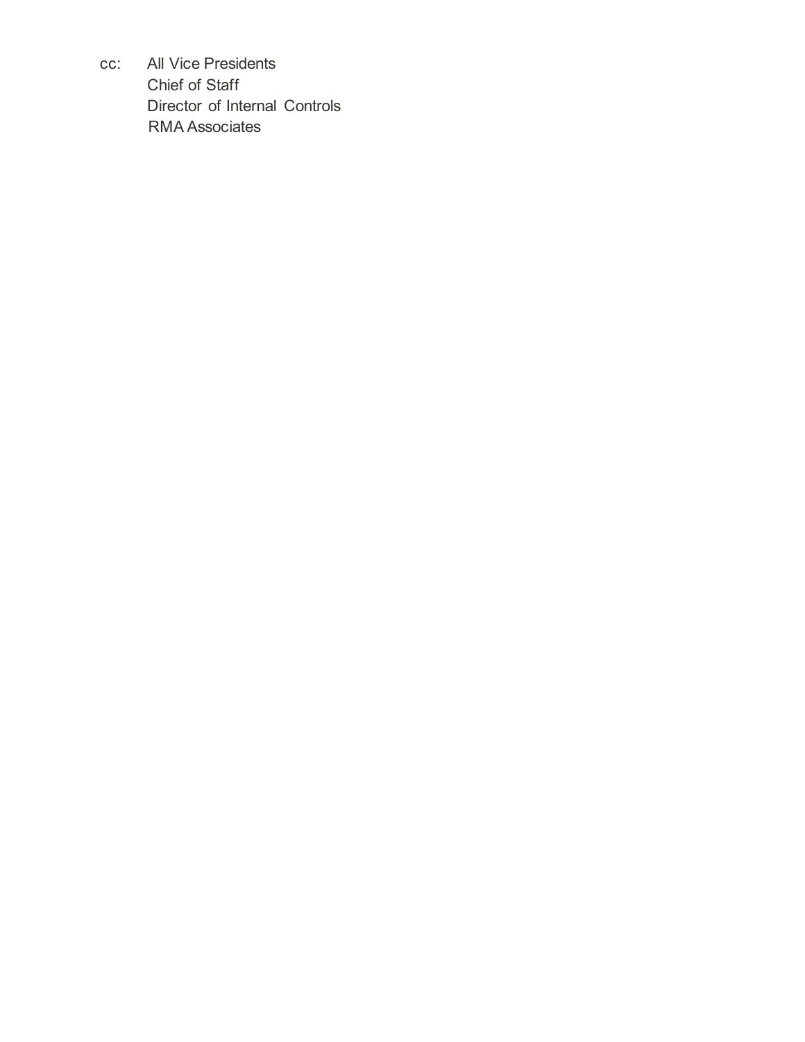cc: All Vice Presidents
Chief of Staff
Director of Internal Controls
RMA Associates